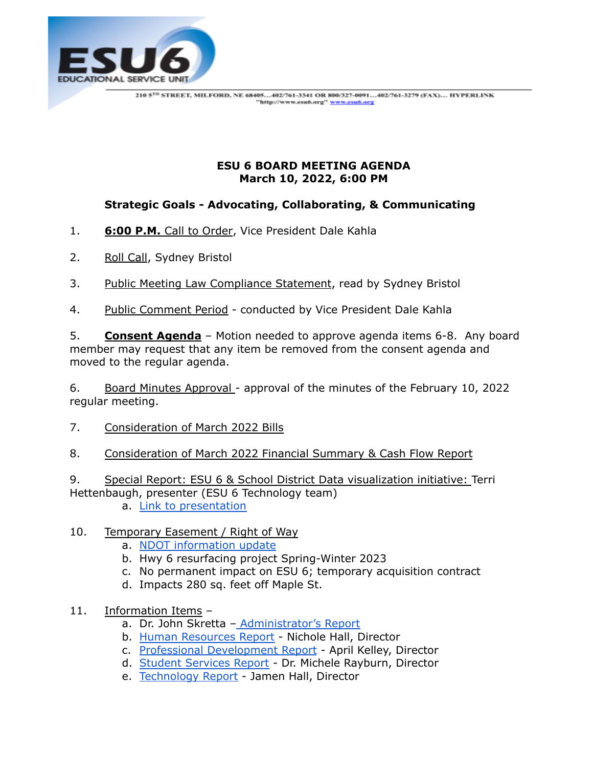ESU6 EDUCATIONAL SERVICE UNIT

210 5TH STREET, MILFORD, NE 68405…402/761-3341 OR 800/327-0091…402/761-3279 (FAX)… HYPERLINK "http://www.esu6.org" www.esu6.org

**ESU 6 BOARD MEETING AGENDA**
**March 10, 2022, 6:00 PM**

**Strategic Goals - Advocating, Collaborating, & Communicating**

1. **6:00 P.M.** Call to Order, Vice President Dale Kahla

2. Roll Call, Sydney Bristol

3. Public Meeting Law Compliance Statement, read by Sydney Bristol

4. Public Comment Period - conducted by Vice President Dale Kahla

5. **Consent Agenda** – Motion needed to approve agenda items 6-8. Any board member may request that any item be removed from the consent agenda and moved to the regular agenda.

6. Board Minutes Approval - approval of the minutes of the February 10, 2022 regular meeting.

7. Consideration of March 2022 Bills

8. Consideration of March 2022 Financial Summary & Cash Flow Report

9. Special Report: ESU 6 & School District Data visualization initiative: Terri Hettenbaugh, presenter (ESU 6 Technology team)
    a. Link to presentation

10. Temporary Easement / Right of Way
    a. NDOT information update
    b. Hwy 6 resurfacing project Spring-Winter 2023
    c. No permanent impact on ESU 6; temporary acquisition contract
    d. Impacts 280 sq. feet off Maple St.

11. Information Items –
    a. Dr. John Skretta – Administrator's Report
    b. Human Resources Report - Nichole Hall, Director
    c. Professional Development Report - April Kelley, Director
    d. Student Services Report - Dr. Michele Rayburn, Director
    e. Technology Report - Jamen Hall, Director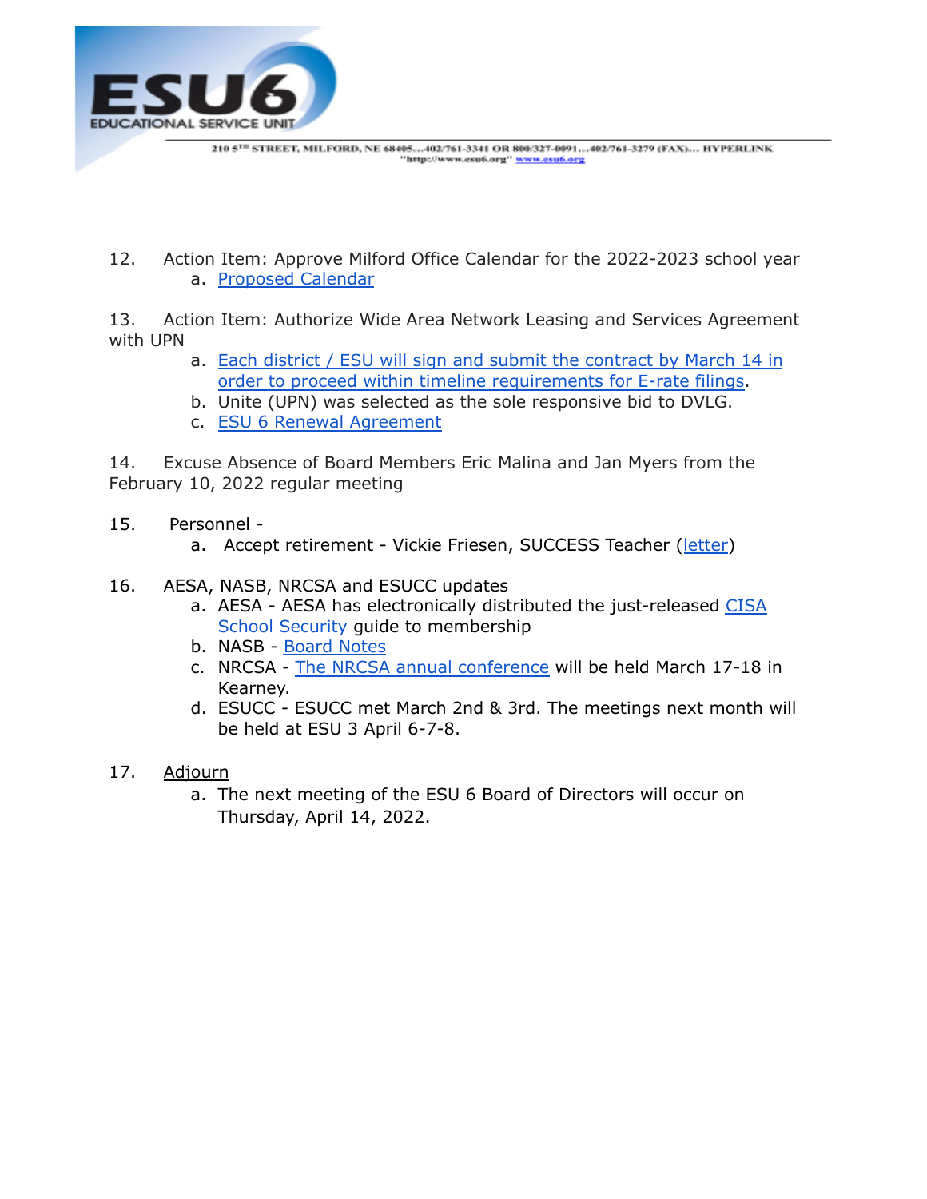12. Action Item: Approve Milford Office Calendar for the 2022-2023 school year
    a. Proposed Calendar

13. Action Item: Authorize Wide Area Network Leasing and Services Agreement with UPN
    a. Each district / ESU will sign and submit the contract by March 14 in order to proceed within timeline requirements for E-rate filings.
    b. Unite (UPN) was selected as the sole responsive bid to DVLG.
    c. ESU 6 Renewal Agreement

14. Excuse Absence of Board Members Eric Malina and Jan Myers from the February 10, 2022 regular meeting

15. Personnel -
    a. Accept retirement - Vickie Friesen, SUCCESS Teacher (letter)

16. AESA, NASB, NRCSA and ESUCC updates
    a. AESA - AESA has electronically distributed the just-released CISA School Security guide to membership
    b. NASB - Board Notes
    c. NRCSA - The NRCSA annual conference will be held March 17-18 in Kearney.
    d. ESUCC - ESUCC met March 2nd & 3rd. The meetings next month will be held at ESU 3 April 6-7-8.

17. Adjourn
    a. The next meeting of the ESU 6 Board of Directors will occur on Thursday, April 14, 2022.